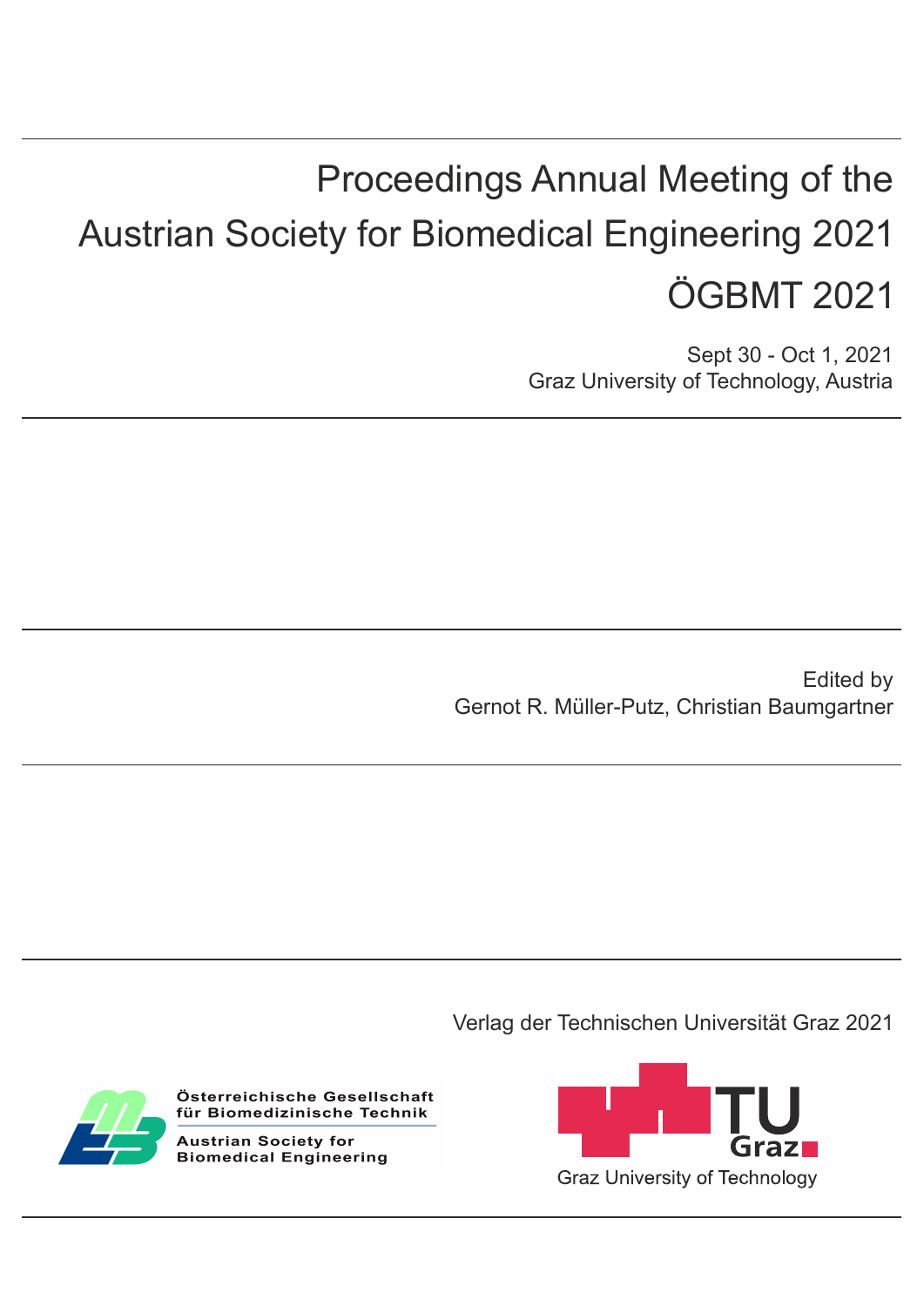# Proceedings Annual Meeting of the Austrian Society for Biomedical Engineering 2021

# ÖGBMT 2021

Sept 30 - Oct 1, 2021
Graz University of Technology, Austria

Edited by
Gernot R. Müller-Putz, Christian Baumgartner

Verlag der Technischen Universität Graz 2021

Österreichische Gesellschaft für Biomedizinische Technik
Austrian Society for Biomedical Engineering

TU Graz
Graz University of Technology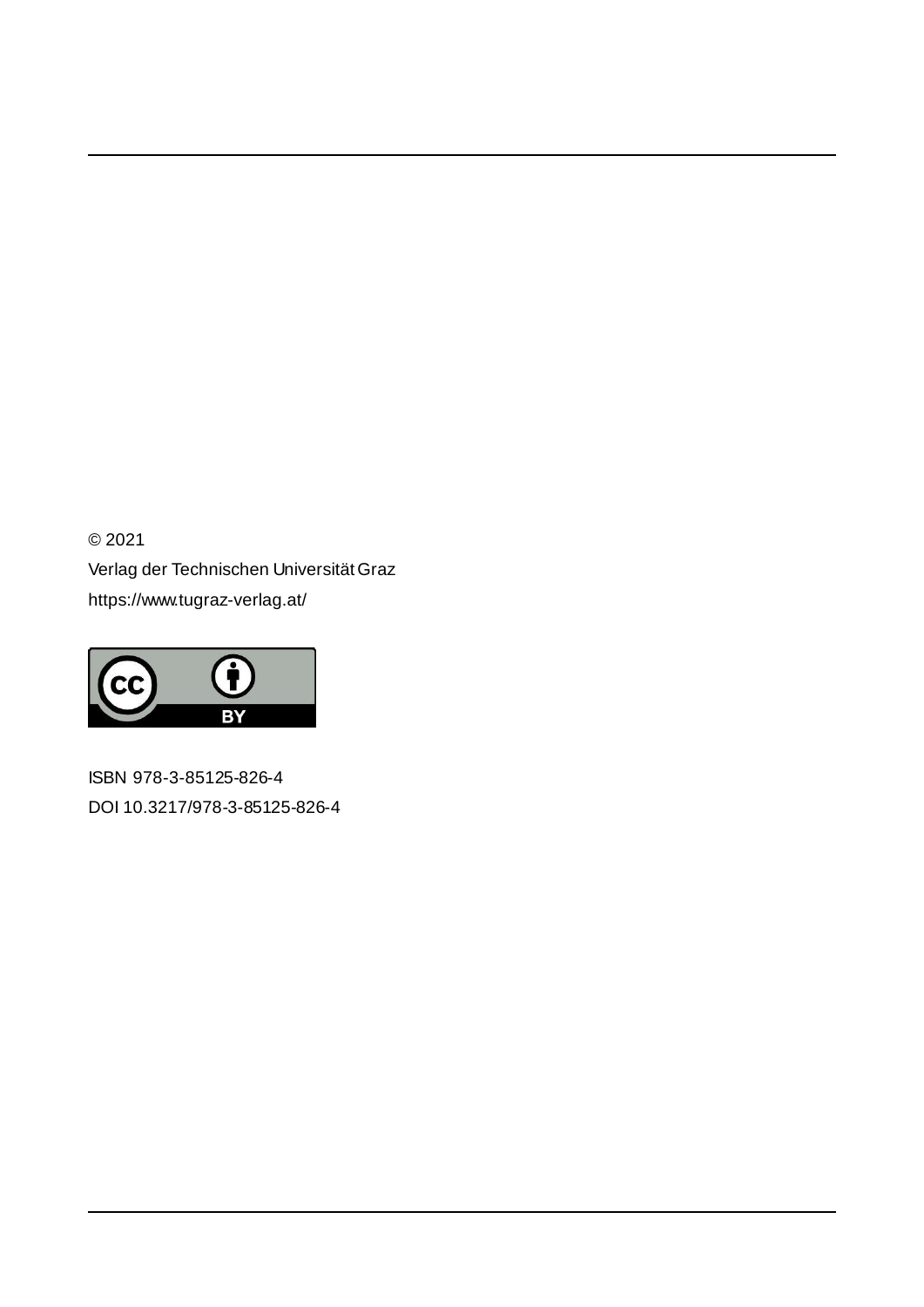© 2021

Verlag der Technischen Universität Graz

https://www.tugraz-verlag.at/

ISBN 978-3-85125-826-4

DOI 10.3217/978-3-85125-826-4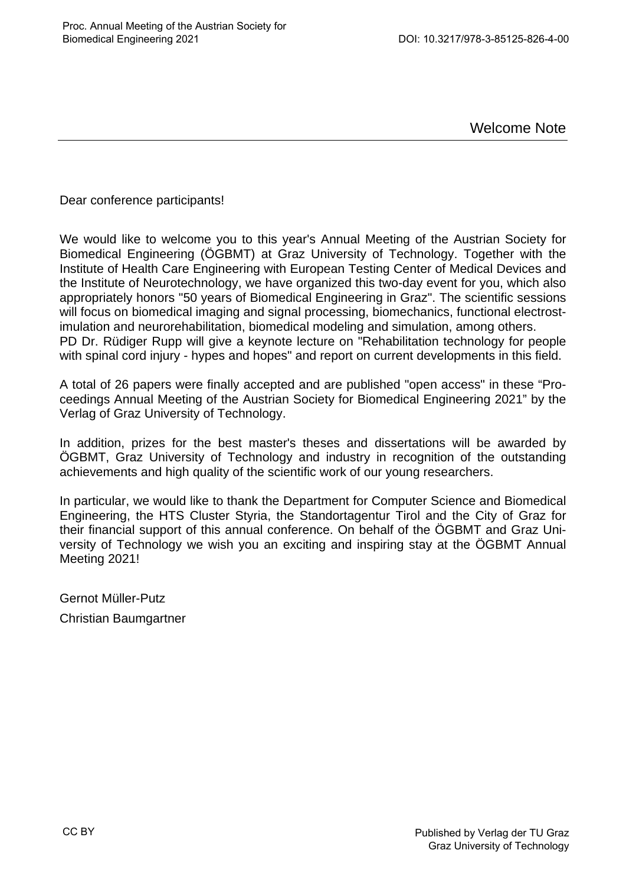# Welcome Note

Dear conference participants!

We would like to welcome you to this year's Annual Meeting of the Austrian Society for Biomedical Engineering (ÖGBMT) at Graz University of Technology. Together with the Institute of Health Care Engineering with European Testing Center of Medical Devices and the Institute of Neurotechnology, we have organized this two-day event for you, which also appropriately honors "50 years of Biomedical Engineering in Graz". The scientific sessions will focus on biomedical imaging and signal processing, biomechanics, functional electrostimulation and neurorehabilitation, biomedical modeling and simulation, among others.
PD Dr. Rüdiger Rupp will give a keynote lecture on "Rehabilitation technology for people with spinal cord injury - hypes and hopes" and report on current developments in this field.

A total of 26 papers were finally accepted and are published "open access" in these "Proceedings Annual Meeting of the Austrian Society for Biomedical Engineering 2021" by the Verlag of Graz University of Technology.

In addition, prizes for the best master's theses and dissertations will be awarded by ÖGBMT, Graz University of Technology and industry in recognition of the outstanding achievements and high quality of the scientific work of our young researchers.

In particular, we would like to thank the Department for Computer Science and Biomedical Engineering, the HTS Cluster Styria, the Standortagentur Tirol and the City of Graz for their financial support of this annual conference. On behalf of the ÖGBMT and Graz University of Technology we wish you an exciting and inspiring stay at the ÖGBMT Annual Meeting 2021!

Gernot Müller-Putz

Christian Baumgartner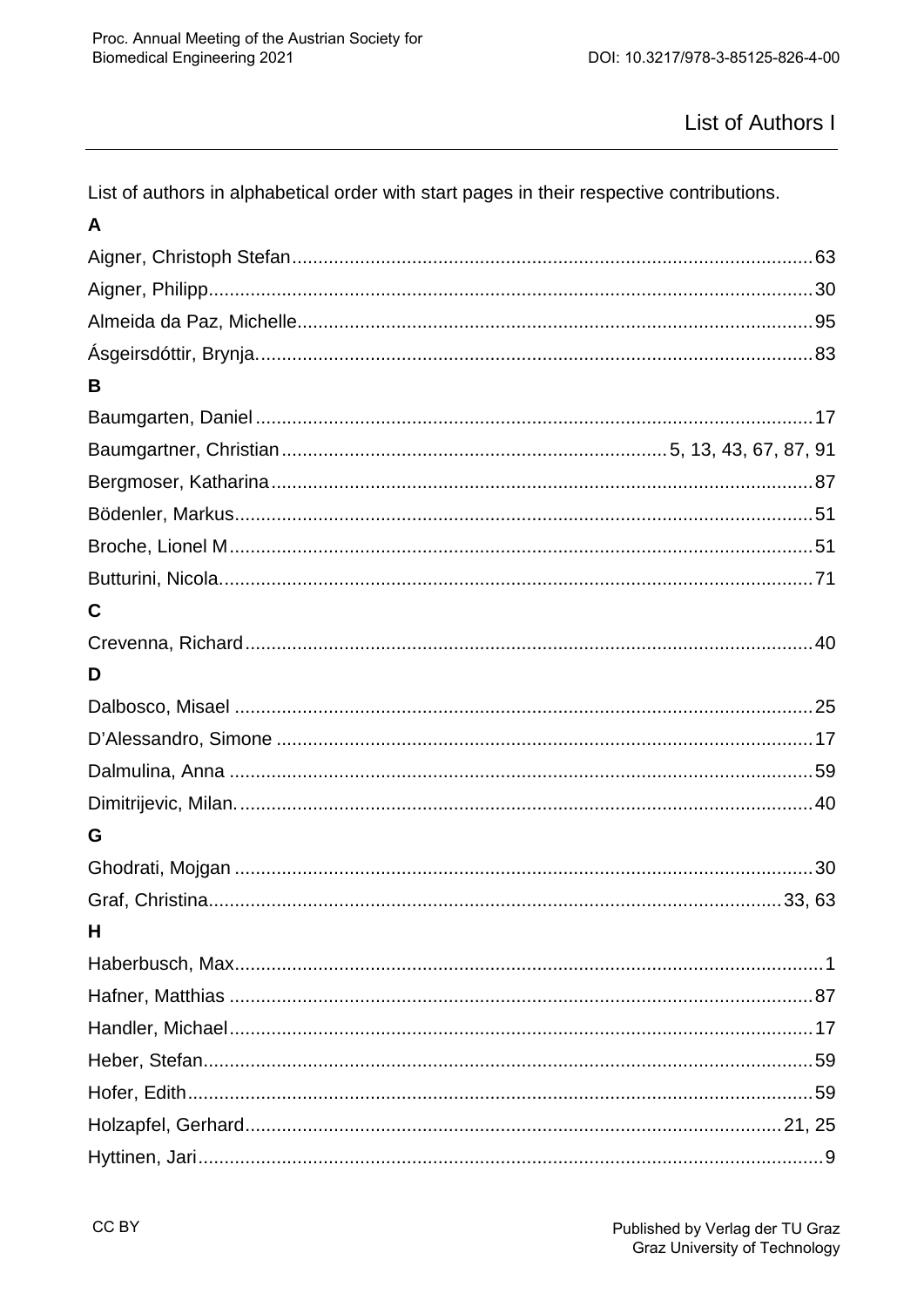# List of Authors I

List of authors in alphabetical order with start pages in their respective contributions.

## A

Aigner, Christoph Stefan........63

Aigner, Philipp........30

Almeida da Paz, Michelle........95

Ásgeirsdóttir, Brynja........83

## B

Baumgarten, Daniel........17

Baumgartner, Christian........5, 13, 43, 67, 87, 91

Bergmoser, Katharina........87

Bödenler, Markus........51

Broche, Lionel M........51

Butturini, Nicola........71

## C

Crevenna, Richard........40

## D

Dalbosco, Misael........25

D'Alessandro, Simone........17

Dalmulina, Anna........59

Dimitrijevic, Milan........40

## G

Ghodrati, Mojgan........30

Graf, Christina........33, 63

## H

Haberbusch, Max........1

Hafner, Matthias........87

Handler, Michael........17

Heber, Stefan........59

Hofer, Edith........59

Holzapfel, Gerhard........21, 25

Hyttinen, Jari........9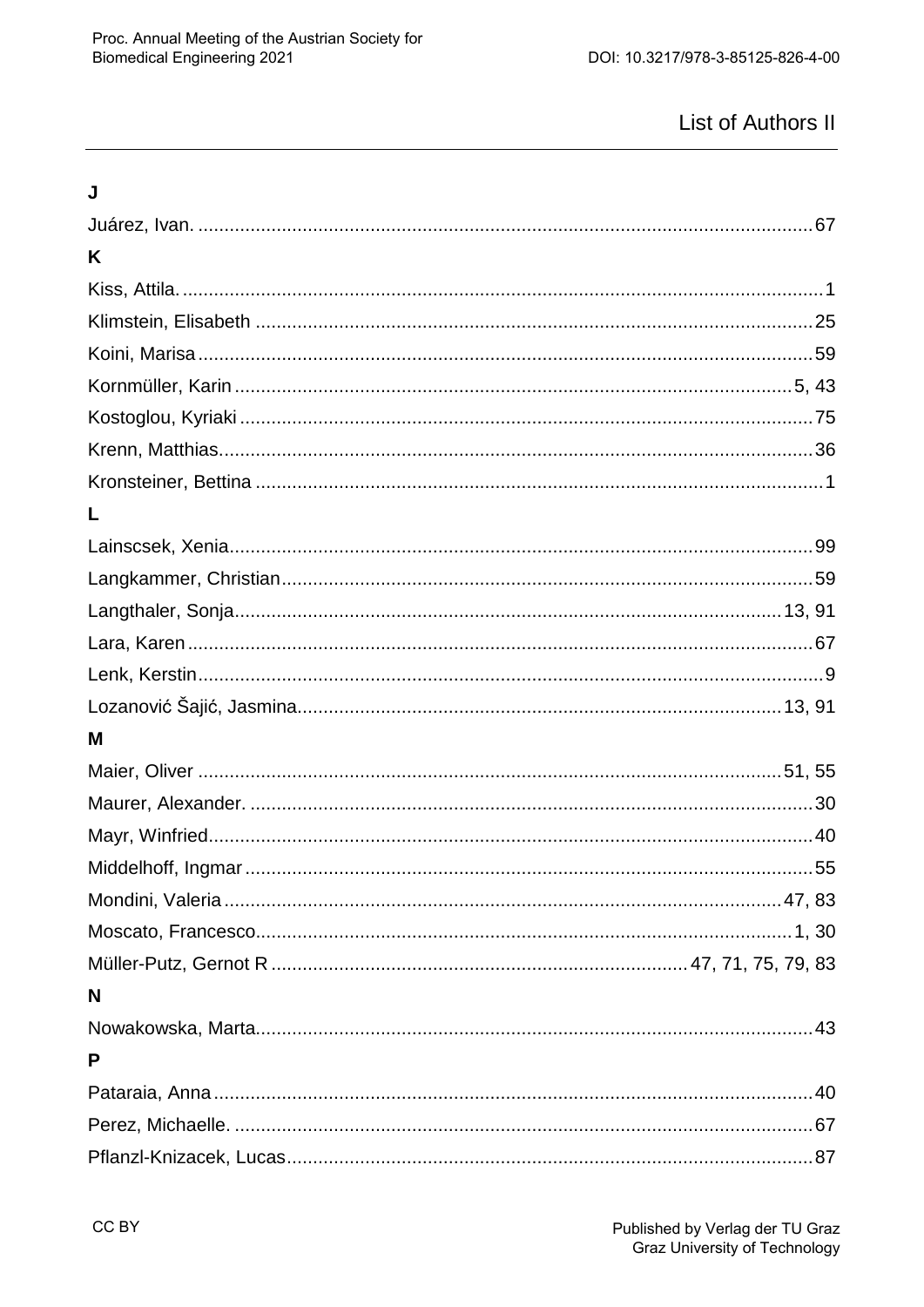# List of Authors II

## J

Juárez, Ivan. ..... 67

## K

Kiss, Attila. ..... 1

Klimstein, Elisabeth ..... 25

Koini, Marisa ..... 59

Kornmüller, Karin ..... 5, 43

Kostoglou, Kyriaki ..... 75

Krenn, Matthias ..... 36

Kronsteiner, Bettina ..... 1

## L

Lainscsek, Xenia ..... 99

Langkammer, Christian ..... 59

Langthaler, Sonja ..... 13, 91

Lara, Karen ..... 67

Lenk, Kerstin ..... 9

Lozanović Šajić, Jasmina ..... 13, 91

## M

Maier, Oliver ..... 51, 55

Maurer, Alexander. ..... 30

Mayr, Winfried ..... 40

Middelhoff, Ingmar ..... 55

Mondini, Valeria ..... 47, 83

Moscato, Francesco ..... 1, 30

Müller-Putz, Gernot R ..... 47, 71, 75, 79, 83

## N

Nowakowska, Marta ..... 43

## P

Pataraia, Anna ..... 40

Perez, Michaelle. ..... 67

Pflanzl-Knizacek, Lucas ..... 87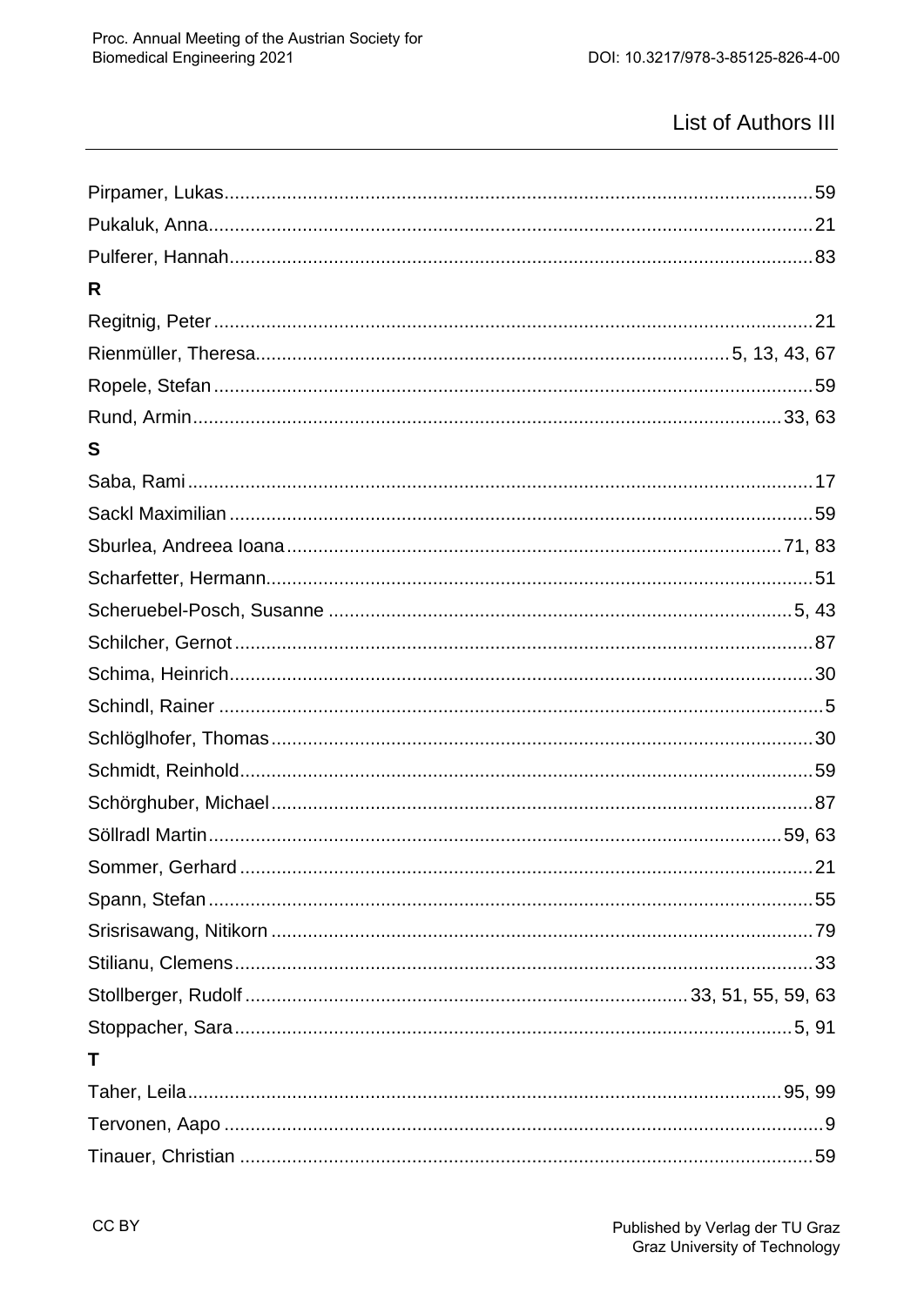# List of Authors III

Pirpamer, Lukas .......... 59
Pukaluk, Anna .......... 21
Pulferer, Hannah .......... 83

**R**

Regitnig, Peter .......... 21
Rienmüller, Theresa .......... 5, 13, 43, 67
Ropele, Stefan .......... 59
Rund, Armin .......... 33, 63

**S**

Saba, Rami .......... 17
Sackl Maximilian .......... 59
Sburlea, Andreea Ioana .......... 71, 83
Scharfetter, Hermann .......... 51
Scheruebel-Posch, Susanne .......... 5, 43
Schilcher, Gernot .......... 87
Schima, Heinrich .......... 30
Schindl, Rainer .......... 5
Schlöglhofer, Thomas .......... 30
Schmidt, Reinhold .......... 59
Schörghuber, Michael .......... 87
Söllradl Martin .......... 59, 63
Sommer, Gerhard .......... 21
Spann, Stefan .......... 55
Srisrisawang, Nitikorn .......... 79
Stilianu, Clemens .......... 33
Stollberger, Rudolf .......... 33, 51, 55, 59, 63
Stoppacher, Sara .......... 5, 91

**T**

Taher, Leila .......... 95, 99
Tervonen, Aapo .......... 9
Tinauer, Christian .......... 59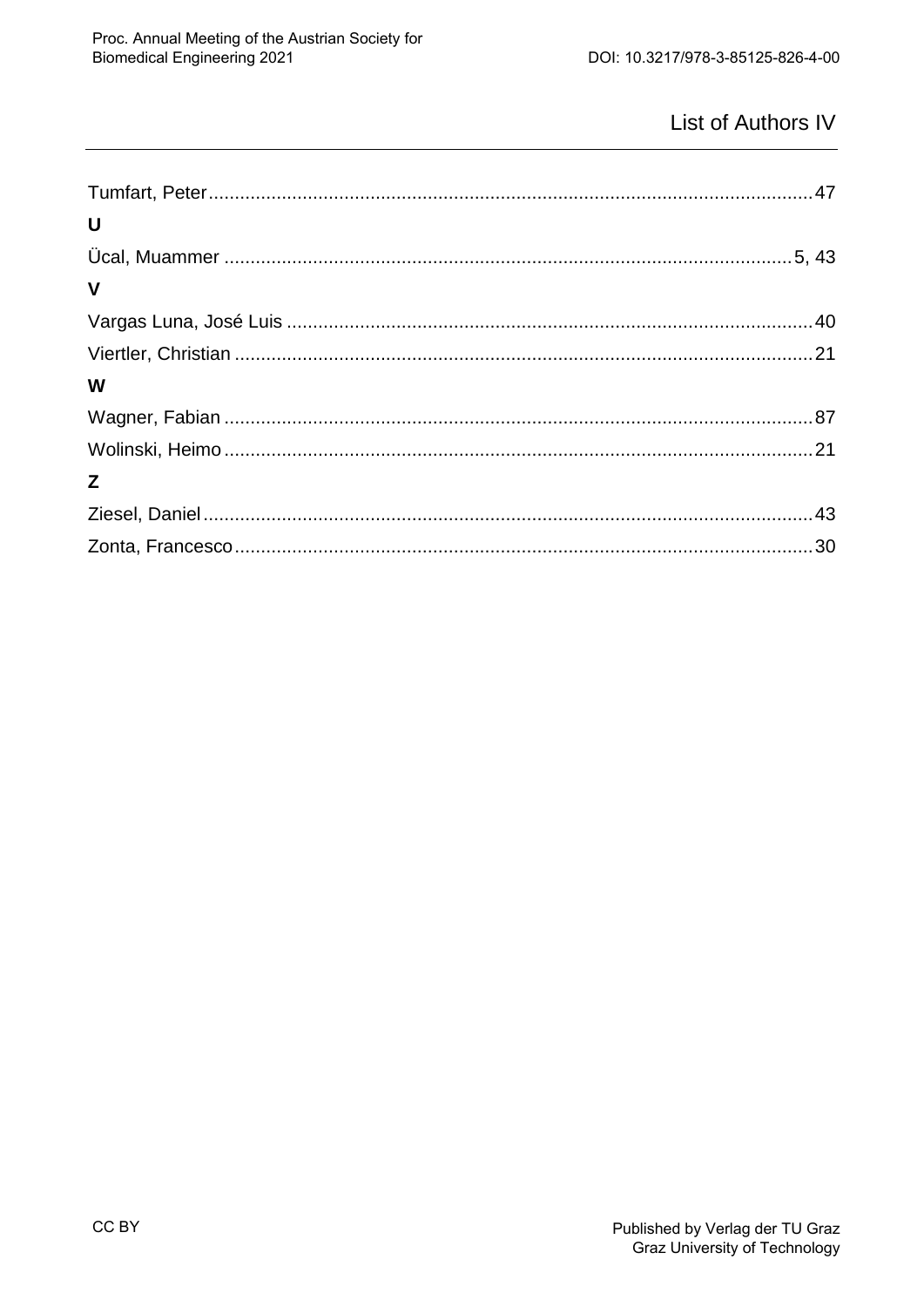## List of Authors IV

Tumfart, Peter ........ 47

**U**

Ücal, Muammer ........ 5, 43

**V**

Vargas Luna, José Luis ........ 40

Viertler, Christian ........ 21

**W**

Wagner, Fabian ........ 87

Wolinski, Heimo ........ 21

**Z**

Ziesel, Daniel ........ 43

Zonta, Francesco ........ 30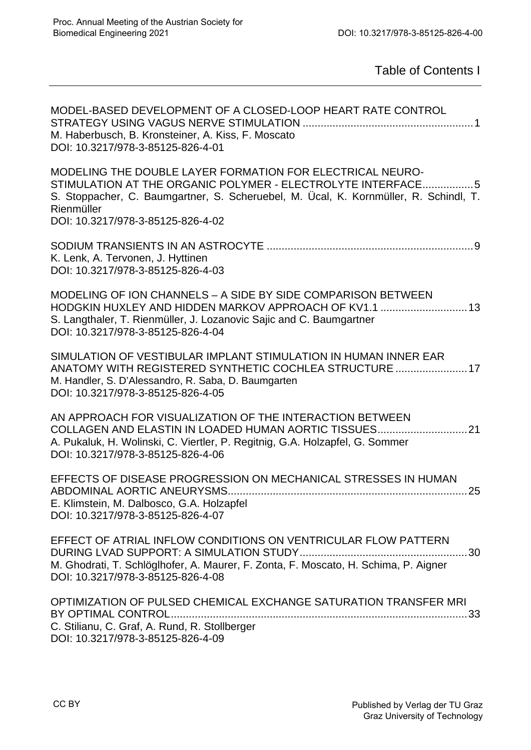# Table of Contents I

MODEL-BASED DEVELOPMENT OF A CLOSED-LOOP HEART RATE CONTROL STRATEGY USING VAGUS NERVE STIMULATION .......................................................... 1
M. Haberbusch, B. Kronsteiner, A. Kiss, F. Moscato
DOI: 10.3217/978-3-85125-826-4-01

MODELING THE DOUBLE LAYER FORMATION FOR ELECTRICAL NEURO-STIMULATION AT THE ORGANIC POLYMER - ELECTROLYTE INTERFACE................. 5
S. Stoppacher, C. Baumgartner, S. Scheruebel, M. Ücal, K. Kornmüller, R. Schindl, T. Rienmüller
DOI: 10.3217/978-3-85125-826-4-02

SODIUM TRANSIENTS IN AN ASTROCYTE ..................................................................... 9
K. Lenk, A. Tervonen, J. Hyttinen
DOI: 10.3217/978-3-85125-826-4-03

MODELING OF ION CHANNELS – A SIDE BY SIDE COMPARISON BETWEEN HODGKIN HUXLEY AND HIDDEN MARKOV APPROACH OF KV1.1 ............................. 13
S. Langthaler, T. Rienmüller, J. Lozanovic Sajic and C. Baumgartner
DOI: 10.3217/978-3-85125-826-4-04

SIMULATION OF VESTIBULAR IMPLANT STIMULATION IN HUMAN INNER EAR ANATOMY WITH REGISTERED SYNTHETIC COCHLEA STRUCTURE ........................ 17
M. Handler, S. D'Alessandro, R. Saba, D. Baumgarten
DOI: 10.3217/978-3-85125-826-4-05

AN APPROACH FOR VISUALIZATION OF THE INTERACTION BETWEEN COLLAGEN AND ELASTIN IN LOADED HUMAN AORTIC TISSUES.............................. 21
A. Pukaluk, H. Wolinski, C. Viertler, P. Regitnig, G.A. Holzapfel, G. Sommer
DOI: 10.3217/978-3-85125-826-4-06

EFFECTS OF DISEASE PROGRESSION ON MECHANICAL STRESSES IN HUMAN ABDOMINAL AORTIC ANEURYSMS................................................................................ 25
E. Klimstein, M. Dalbosco, G.A. Holzapfel
DOI: 10.3217/978-3-85125-826-4-07

EFFECT OF ATRIAL INFLOW CONDITIONS ON VENTRICULAR FLOW PATTERN DURING LVAD SUPPORT: A SIMULATION STUDY........................................................ 30
M. Ghodrati, T. Schlöglhofer, A. Maurer, F. Zonta, F. Moscato, H. Schima, P. Aigner
DOI: 10.3217/978-3-85125-826-4-08

OPTIMIZATION OF PULSED CHEMICAL EXCHANGE SATURATION TRANSFER MRI BY OPTIMAL CONTROL.................................................................................................... 33
C. Stilianu, C. Graf, A. Rund, R. Stollberger
DOI: 10.3217/978-3-85125-826-4-09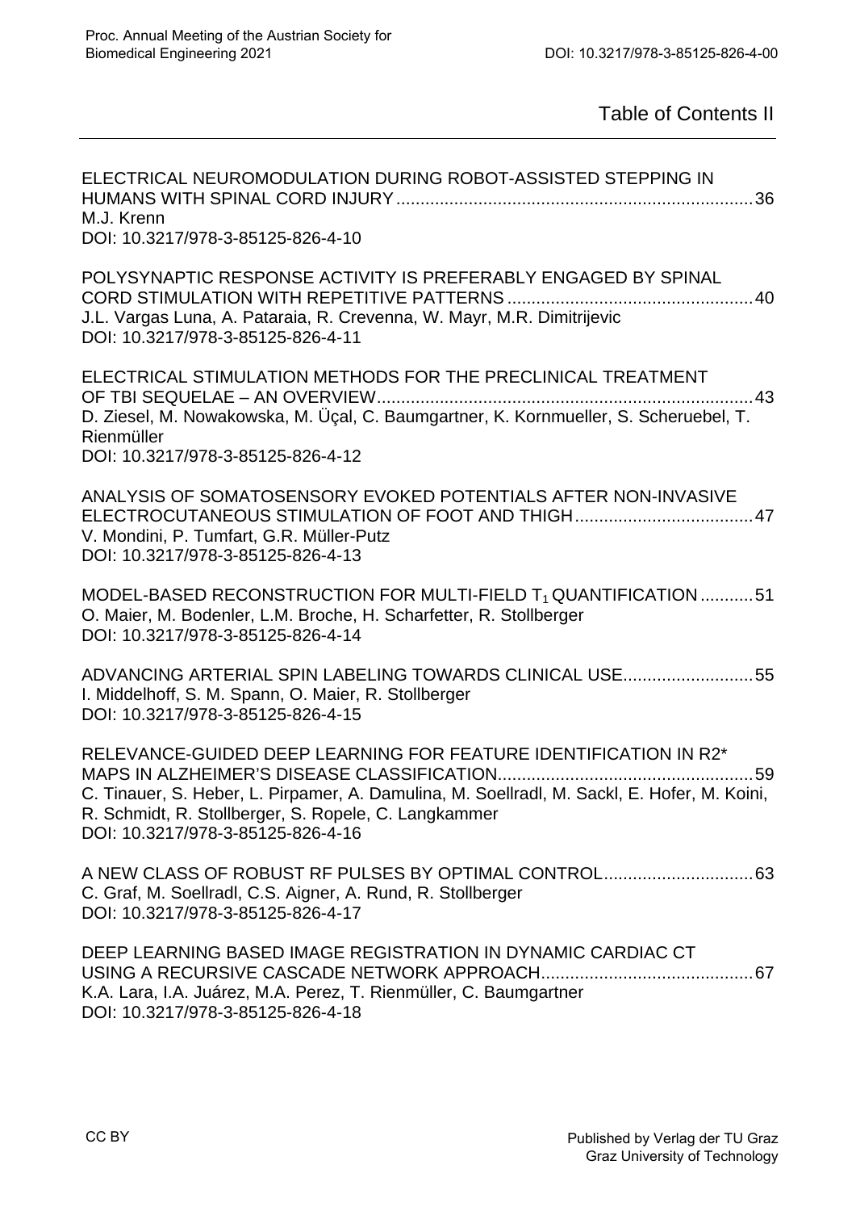# Table of Contents II

ELECTRICAL NEUROMODULATION DURING ROBOT-ASSISTED STEPPING IN HUMANS WITH SPINAL CORD INJURY .......... 36
M.J. Krenn
DOI: 10.3217/978-3-85125-826-4-10

POLYSYNAPTIC RESPONSE ACTIVITY IS PREFERABLY ENGAGED BY SPINAL CORD STIMULATION WITH REPETITIVE PATTERNS .......... 40
J.L. Vargas Luna, A. Pataraia, R. Crevenna, W. Mayr, M.R. Dimitrijevic
DOI: 10.3217/978-3-85125-826-4-11

ELECTRICAL STIMULATION METHODS FOR THE PRECLINICAL TREATMENT OF TBI SEQUELAE – AN OVERVIEW .......... 43
D. Ziesel, M. Nowakowska, M. Üçal, C. Baumgartner, K. Kornmueller, S. Scheruebel, T. Rienmüller
DOI: 10.3217/978-3-85125-826-4-12

ANALYSIS OF SOMATOSENSORY EVOKED POTENTIALS AFTER NON-INVASIVE ELECTROCUTANEOUS STIMULATION OF FOOT AND THIGH .......... 47
V. Mondini, P. Tumfart, G.R. Müller-Putz
DOI: 10.3217/978-3-85125-826-4-13

MODEL-BASED RECONSTRUCTION FOR MULTI-FIELD $T_1$ QUANTIFICATION .......... 51
O. Maier, M. Bodenler, L.M. Broche, H. Scharfetter, R. Stollberger
DOI: 10.3217/978-3-85125-826-4-14

ADVANCING ARTERIAL SPIN LABELING TOWARDS CLINICAL USE .......... 55
I. Middelhoff, S. M. Spann, O. Maier, R. Stollberger
DOI: 10.3217/978-3-85125-826-4-15

RELEVANCE-GUIDED DEEP LEARNING FOR FEATURE IDENTIFICATION IN R2* MAPS IN ALZHEIMER'S DISEASE CLASSIFICATION .......... 59
C. Tinauer, S. Heber, L. Pirpamer, A. Damulina, M. Soellradl, M. Sackl, E. Hofer, M. Koini, R. Schmidt, R. Stollberger, S. Ropele, C. Langkammer
DOI: 10.3217/978-3-85125-826-4-16

A NEW CLASS OF ROBUST RF PULSES BY OPTIMAL CONTROL .......... 63
C. Graf, M. Soellradl, C.S. Aigner, A. Rund, R. Stollberger
DOI: 10.3217/978-3-85125-826-4-17

DEEP LEARNING BASED IMAGE REGISTRATION IN DYNAMIC CARDIAC CT USING A RECURSIVE CASCADE NETWORK APPROACH .......... 67
K.A. Lara, I.A. Juárez, M.A. Perez, T. Rienmüller, C. Baumgartner
DOI: 10.3217/978-3-85125-826-4-18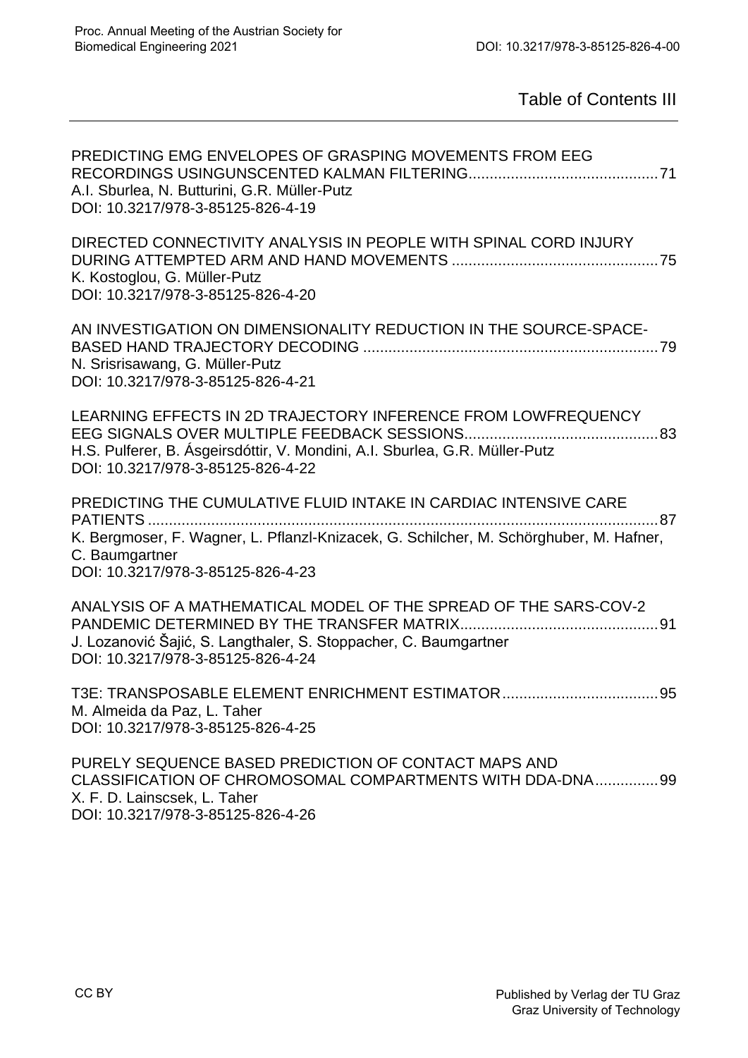# Table of Contents III

PREDICTING EMG ENVELOPES OF GRASPING MOVEMENTS FROM EEG RECORDINGS USINGUNSCENTED KALMAN FILTERING............................................71
A.I. Sburlea, N. Butturini, G.R. Müller-Putz
DOI: 10.3217/978-3-85125-826-4-19

DIRECTED CONNECTIVITY ANALYSIS IN PEOPLE WITH SPINAL CORD INJURY DURING ATTEMPTED ARM AND HAND MOVEMENTS ................................................75
K. Kostoglou, G. Müller-Putz
DOI: 10.3217/978-3-85125-826-4-20

AN INVESTIGATION ON DIMENSIONALITY REDUCTION IN THE SOURCE-SPACE-BASED HAND TRAJECTORY DECODING .....................................................................79
N. Srisrisawang, G. Müller-Putz
DOI: 10.3217/978-3-85125-826-4-21

LEARNING EFFECTS IN 2D TRAJECTORY INFERENCE FROM LOWFREQUENCY EEG SIGNALS OVER MULTIPLE FEEDBACK SESSIONS.............................................83
H.S. Pulferer, B. Ásgeirsdóttir, V. Mondini, A.I. Sburlea, G.R. Müller-Putz
DOI: 10.3217/978-3-85125-826-4-22

PREDICTING THE CUMULATIVE FLUID INTAKE IN CARDIAC INTENSIVE CARE PATIENTS ........................................................................................................................87
K. Bergmoser, F. Wagner, L. Pflanzl-Knizacek, G. Schilcher, M. Schörghuber, M. Hafner, C. Baumgartner
DOI: 10.3217/978-3-85125-826-4-23

ANALYSIS OF A MATHEMATICAL MODEL OF THE SPREAD OF THE SARS-COV-2 PANDEMIC DETERMINED BY THE TRANSFER MATRIX..............................................91
J. Lozanović Šajić, S. Langthaler, S. Stoppacher, C. Baumgartner
DOI: 10.3217/978-3-85125-826-4-24

T3E: TRANSPOSABLE ELEMENT ENRICHMENT ESTIMATOR....................................95
M. Almeida da Paz, L. Taher
DOI: 10.3217/978-3-85125-826-4-25

PURELY SEQUENCE BASED PREDICTION OF CONTACT MAPS AND CLASSIFICATION OF CHROMOSOMAL COMPARTMENTS WITH DDA-DNA...............99
X. F. D. Lainscsek, L. Taher
DOI: 10.3217/978-3-85125-826-4-26